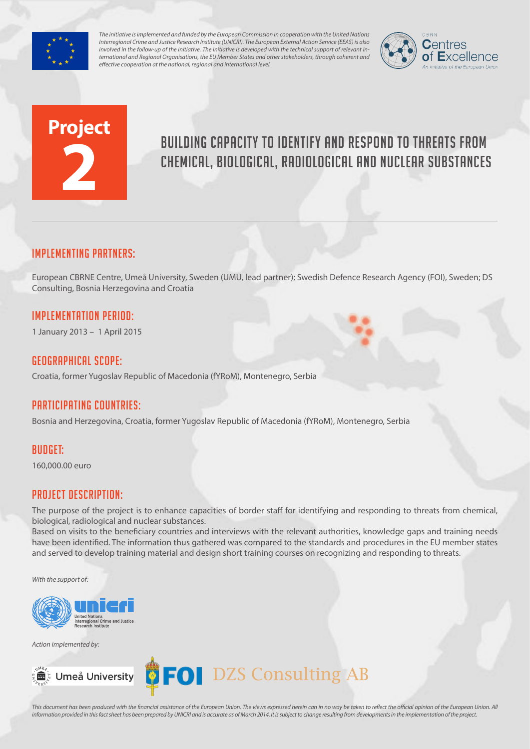*The initiative is implemented and funded by the European Commission in cooperation with the United Nations Interregional Crime and Justice Research Institute (UNICRI). The European External Action Service (EEAS) is also involved in the follow-up of the initiative. The initiative is developed with the technical support of relevant International and Regional Organisations, the EU Member States and other stakeholders, through coherent and effective cooperation at the national, regional and international level.*

CBRN Centres of Excellence
*An initiative of the European Union*

**Project 2**

# BUILDING CAPACITY TO IDENTIFY AND RESPOND TO THREATS FROM CHEMICAL, BIOLOGICAL, RADIOLOGICAL AND NUCLEAR SUBSTANCES

## IMPLEMENTING PARTNERS:

European CBRNE Centre, Umeå University, Sweden (UMU, lead partner); Swedish Defence Research Agency (FOI), Sweden; DS Consulting, Bosnia Herzegovina and Croatia

## IMPLEMENTATION PERIOD:

1 January 2013 – 1 April 2015

## GEOGRAPHICAL SCOPE:

Croatia, former Yugoslav Republic of Macedonia (fYRoM), Montenegro, Serbia

## PARTICIPATING COUNTRIES:

Bosnia and Herzegovina, Croatia, former Yugoslav Republic of Macedonia (fYRoM), Montenegro, Serbia

## BUDGET:

160,000.00 euro

## PROJECT DESCRIPTION:

The purpose of the project is to enhance capacities of border staff for identifying and responding to threats from chemical, biological, radiological and nuclear substances.

Based on visits to the beneficiary countries and interviews with the relevant authorities, knowledge gaps and training needs have been identified. The information thus gathered was compared to the standards and procedures in the EU member states and served to develop training material and design short training courses on recognizing and responding to threats.

*With the support of:*

unicri – United Nations Interregional Crime and Justice Research Institute

*Action implemented by:*

Umeå University — FOI — DZS Consulting AB

*This document has been produced with the financial assistance of the European Union. The views expressed herein can in no way be taken to reflect the official opinion of the European Union. All information provided in this fact sheet has been prepared by UNICRI and is accurate as of March 2014. It is subject to change resulting from developments in the implementation of the project.*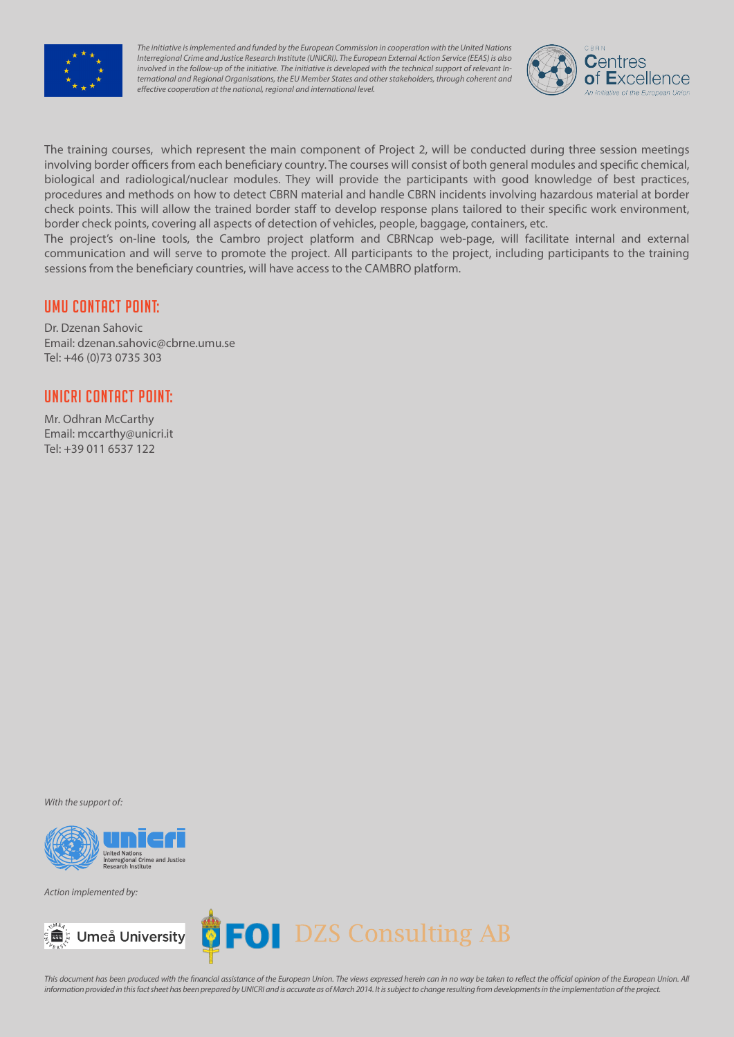*The initiative is implemented and funded by the European Commission in cooperation with the United Nations Interregional Crime and Justice Research Institute (UNICRI). The European External Action Service (EEAS) is also involved in the follow-up of the initiative. The initiative is developed with the technical support of relevant International and Regional Organisations, the EU Member States and other stakeholders, through coherent and effective cooperation at the national, regional and international level.*

CBRN Centres of Excellence
An initiative of the European Union

The training courses, which represent the main component of Project 2, will be conducted during three session meetings involving border officers from each beneficiary country. The courses will consist of both general modules and specific chemical, biological and radiological/nuclear modules. They will provide the participants with good knowledge of best practices, procedures and methods on how to detect CBRN material and handle CBRN incidents involving hazardous material at border check points. This will allow the trained border staff to develop response plans tailored to their specific work environment, border check points, covering all aspects of detection of vehicles, people, baggage, containers, etc.

The project's on-line tools, the Cambro project platform and CBRNcap web-page, will facilitate internal and external communication and will serve to promote the project. All participants to the project, including participants to the training sessions from the beneficiary countries, will have access to the CAMBRO platform.

## UMU CONTACT POINT:

Dr. Dzenan Sahovic
Email: dzenan.sahovic@cbrne.umu.se
Tel: +46 (0)73 0735 303

## UNICRI CONTACT POINT:

Mr. Odhran McCarthy
Email: mccarthy@unicri.it
Tel: +39 011 6537 122

*With the support of:*

unicri
United Nations Interregional Crime and Justice Research Institute

*Action implemented by:*

Umeå University FOI DZS Consulting AB

*This document has been produced with the financial assistance of the European Union. The views expressed herein can in no way be taken to reflect the official opinion of the European Union. All information provided in this fact sheet has been prepared by UNICRI and is accurate as of March 2014. It is subject to change resulting from developments in the implementation of the project.*